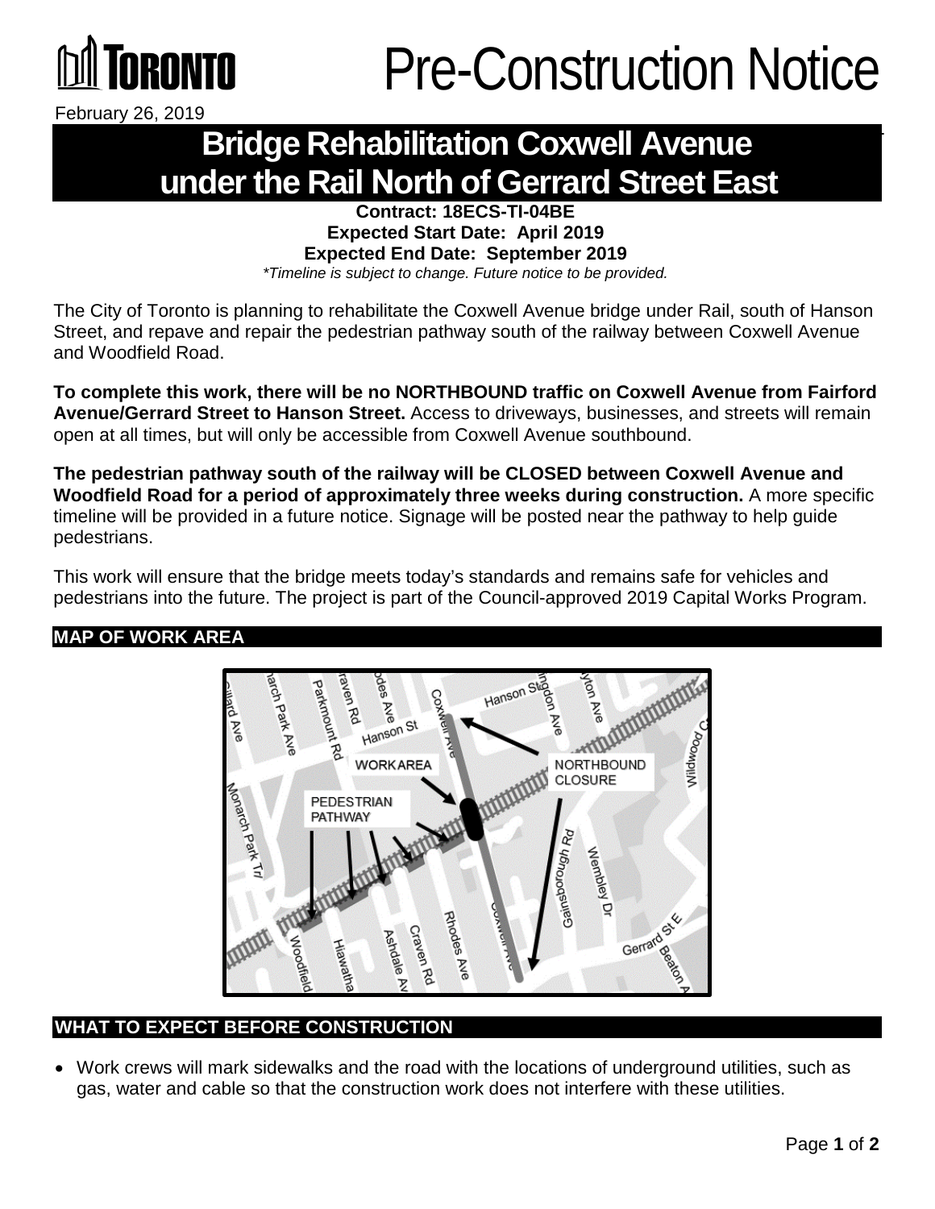# Pre-Construction Notice

February 26, 2019

## Bridge Rehabilitation Coxwell Avenue under the Rail North of Gerrard Street East

**Contract: 18ECS-TI-04BE**
**Expected Start Date: April 2019**
**Expected End Date: September 2019**
*\*Timeline is subject to change. Future notice to be provided.*

The City of Toronto is planning to rehabilitate the Coxwell Avenue bridge under Rail, south of Hanson Street, and repave and repair the pedestrian pathway south of the railway between Coxwell Avenue and Woodfield Road.

**To complete this work, there will be no NORTHBOUND traffic on Coxwell Avenue from Fairford Avenue/Gerrard Street to Hanson Street.** Access to driveways, businesses, and streets will remain open at all times, but will only be accessible from Coxwell Avenue southbound.

**The pedestrian pathway south of the railway will be CLOSED between Coxwell Avenue and Woodfield Road for a period of approximately three weeks during construction.** A more specific timeline will be provided in a future notice. Signage will be posted near the pathway to help guide pedestrians.

This work will ensure that the bridge meets today's standards and remains safe for vehicles and pedestrians into the future. The project is part of the Council-approved 2019 Capital Works Program.

### MAP OF WORK AREA

### WHAT TO EXPECT BEFORE CONSTRUCTION

- Work crews will mark sidewalks and the road with the locations of underground utilities, such as gas, water and cable so that the construction work does not interfere with these utilities.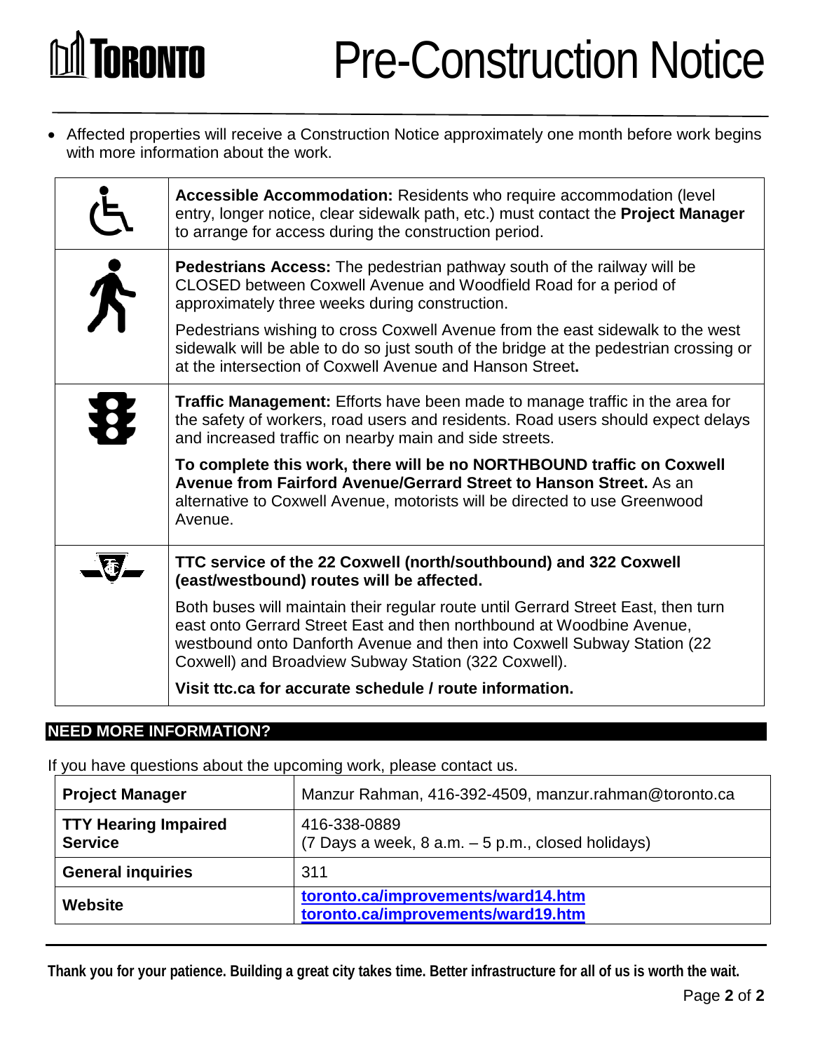# Pre-Construction Notice

- Affected properties will receive a Construction Notice approximately one month before work begins with more information about the work.

| | |
|---|---|
| | **Accessible Accommodation:** Residents who require accommodation (level entry, longer notice, clear sidewalk path, etc.) must contact the **Project Manager** to arrange for access during the construction period. |
| | **Pedestrians Access:** The pedestrian pathway south of the railway will be CLOSED between Coxwell Avenue and Woodfield Road for a period of approximately three weeks during construction.<br><br>Pedestrians wishing to cross Coxwell Avenue from the east sidewalk to the west sidewalk will be able to do so just south of the bridge at the pedestrian crossing or at the intersection of Coxwell Avenue and Hanson Street**.** |
| | **Traffic Management:** Efforts have been made to manage traffic in the area for the safety of workers, road users and residents. Road users should expect delays and increased traffic on nearby main and side streets.<br><br>**To complete this work, there will be no NORTHBOUND traffic on Coxwell Avenue from Fairford Avenue/Gerrard Street to Hanson Street.** As an alternative to Coxwell Avenue, motorists will be directed to use Greenwood Avenue. |
| | **TTC service of the 22 Coxwell (north/southbound) and 322 Coxwell (east/westbound) routes will be affected.**<br><br>Both buses will maintain their regular route until Gerrard Street East, then turn east onto Gerrard Street East and then northbound at Woodbine Avenue, westbound onto Danforth Avenue and then into Coxwell Subway Station (22 Coxwell) and Broadview Subway Station (322 Coxwell).<br><br>**Visit ttc.ca for accurate schedule / route information.** |

## NEED MORE INFORMATION?

If you have questions about the upcoming work, please contact us.

| | |
|---|---|
| **Project Manager** | Manzur Rahman, 416-392-4509, manzur.rahman@toronto.ca |
| **TTY Hearing Impaired Service** | 416-338-0889<br>(7 Days a week, 8 a.m. – 5 p.m., closed holidays) |
| **General inquiries** | 311 |
| **Website** | toronto.ca/improvements/ward14.htm<br>toronto.ca/improvements/ward19.htm |

**Thank you for your patience. Building a great city takes time. Better infrastructure for all of us is worth the wait.**